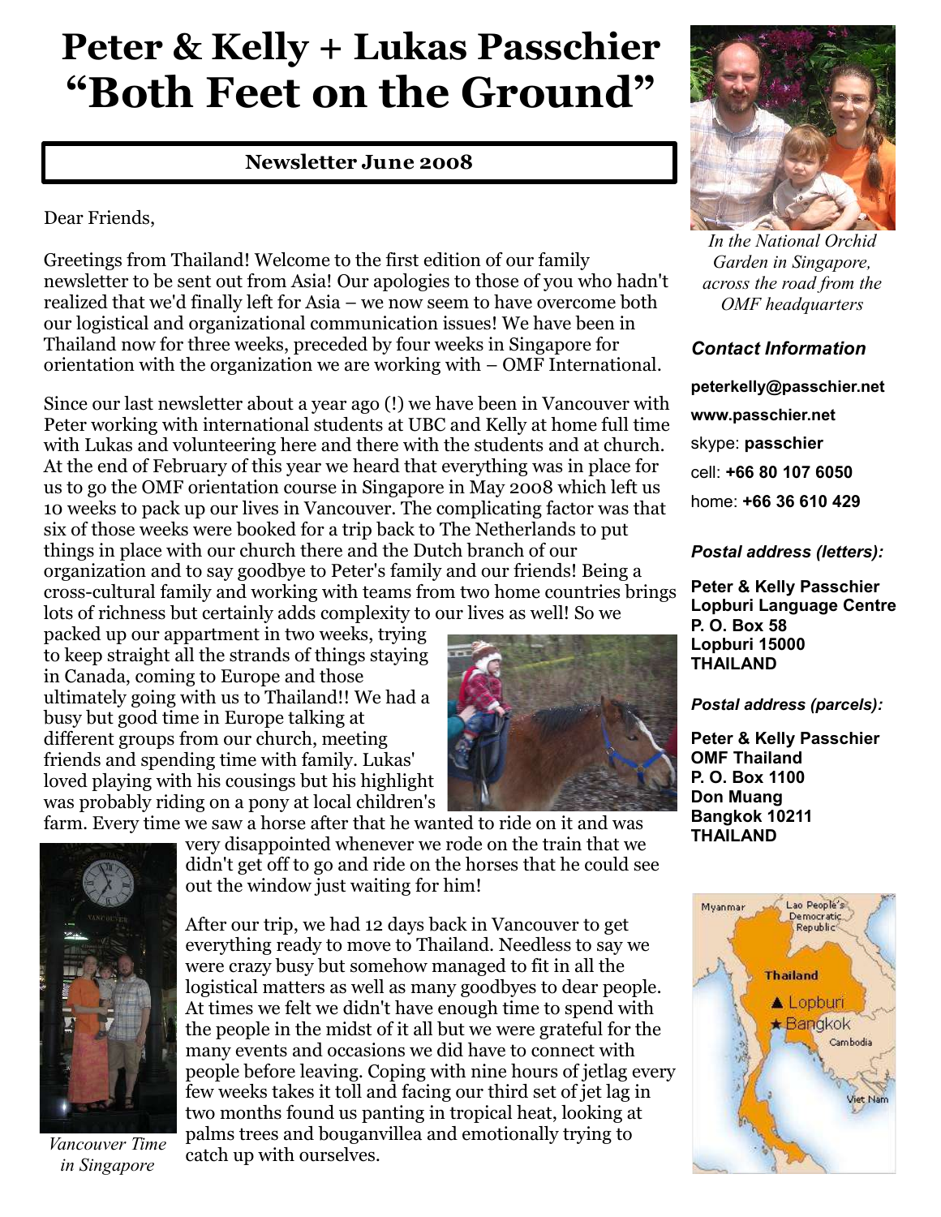# Peter & Kelly + Lukas Passchier "Both Feet on the Ground"

**Newsletter June 2008**

Dear Friends,

Greetings from Thailand! Welcome to the first edition of our family newsletter to be sent out from Asia! Our apologies to those of you who hadn't realized that we'd finally left for Asia – we now seem to have overcome both our logistical and organizational communication issues! We have been in Thailand now for three weeks, preceded by four weeks in Singapore for orientation with the organization we are working with – OMF International.

Since our last newsletter about a year ago (!) we have been in Vancouver with Peter working with international students at UBC and Kelly at home full time with Lukas and volunteering here and there with the students and at church. At the end of February of this year we heard that everything was in place for us to go the OMF orientation course in Singapore in May 2008 which left us 10 weeks to pack up our lives in Vancouver. The complicating factor was that six of those weeks were booked for a trip back to The Netherlands to put things in place with our church there and the Dutch branch of our organization and to say goodbye to Peter's family and our friends! Being a cross-cultural family and working with teams from two home countries brings lots of richness but certainly adds complexity to our lives as well! So we packed up our appartment in two weeks, trying to keep straight all the strands of things staying in Canada, coming to Europe and those ultimately going with us to Thailand!! We had a busy but good time in Europe talking at different groups from our church, meeting friends and spending time with family. Lukas' loved playing with his cousings but his highlight was probably riding on a pony at local children's farm. Every time we saw a horse after that he wanted to ride on it and was very disappointed whenever we rode on the train that we didn't get off to go and ride on the horses that he could see out the window just waiting for him!

After our trip, we had 12 days back in Vancouver to get everything ready to move to Thailand. Needless to say we were crazy busy but somehow managed to fit in all the logistical matters as well as many goodbyes to dear people. At times we felt we didn't have enough time to spend with the people in the midst of it all but we were grateful for the many events and occasions we did have to connect with people before leaving. Coping with nine hours of jetlag every few weeks takes it toll and facing our third set of jet lag in two months found us panting in tropical heat, looking at palms trees and bouganvillea and emotionally trying to catch up with ourselves.

*Vancouver Time in Singapore*

*In the National Orchid Garden in Singapore, across the road from the OMF headquarters*

***Contact Information***

**peterkelly@passchier.net**

**www.passchier.net**

skype: **passchier**

cell: **+66 80 107 6050**

home: **+66 36 610 429**

***Postal address (letters):***

**Peter & Kelly Passchier**
**Lopburi Language Centre**
**P. O. Box 58**
**Lopburi 15000**
**THAILAND**

***Postal address (parcels):***

**Peter & Kelly Passchier**
**OMF Thailand**
**P. O. Box 1100**
**Don Muang**
**Bangkok 10211**
**THAILAND**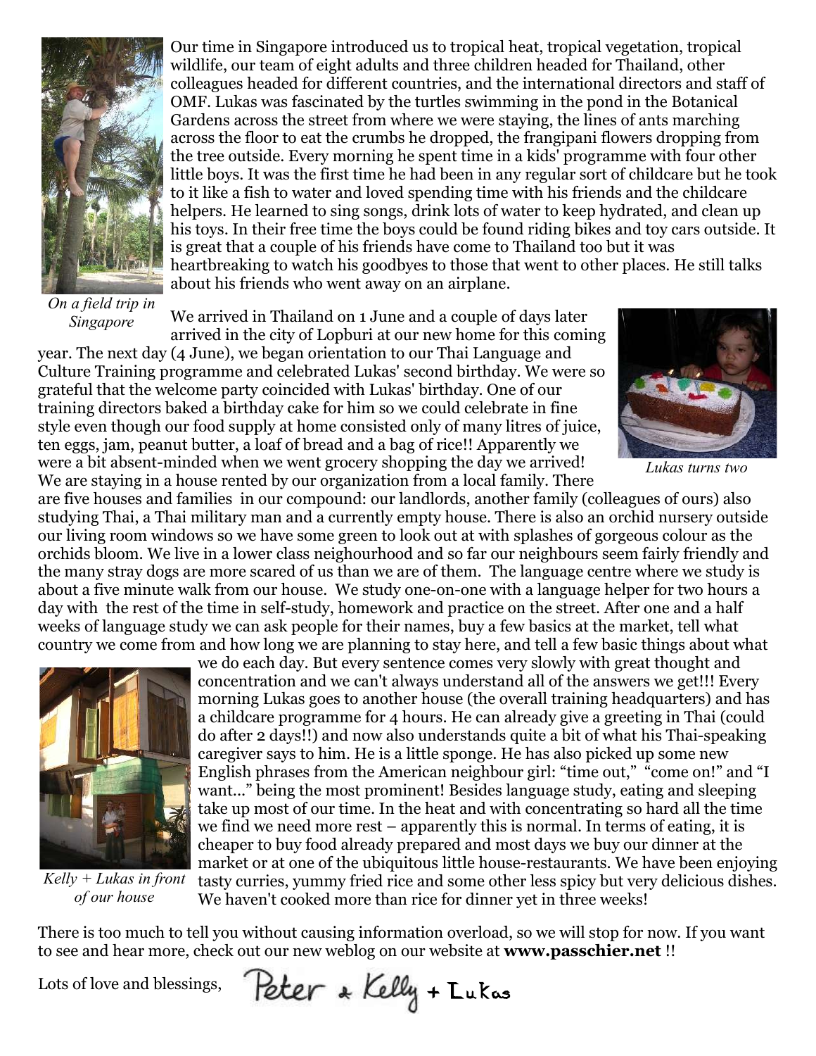Our time in Singapore introduced us to tropical heat, tropical vegetation, tropical wildlife, our team of eight adults and three children headed for Thailand, other colleagues headed for different countries, and the international directors and staff of OMF. Lukas was fascinated by the turtles swimming in the pond in the Botanical Gardens across the street from where we were staying, the lines of ants marching across the floor to eat the crumbs he dropped, the frangipani flowers dropping from the tree outside. Every morning he spent time in a kids' programme with four other little boys. It was the first time he had been in any regular sort of childcare but he took to it like a fish to water and loved spending time with his friends and the childcare helpers. He learned to sing songs, drink lots of water to keep hydrated, and clean up his toys. In their free time the boys could be found riding bikes and toy cars outside. It is great that a couple of his friends have come to Thailand too but it was heartbreaking to watch his goodbyes to those that went to other places. He still talks about his friends who went away on an airplane.

*On a field trip in Singapore*

We arrived in Thailand on 1 June and a couple of days later arrived in the city of Lopburi at our new home for this coming year. The next day (4 June), we began orientation to our Thai Language and Culture Training programme and celebrated Lukas' second birthday. We were so grateful that the welcome party coincided with Lukas' birthday. One of our training directors baked a birthday cake for him so we could celebrate in fine style even though our food supply at home consisted only of many litres of juice, ten eggs, jam, peanut butter, a loaf of bread and a bag of rice!! Apparently we were a bit absent-minded when we went grocery shopping the day we arrived! We are staying in a house rented by our organization from a local family. There are five houses and families in our compound: our landlords, another family (colleagues of ours) also studying Thai, a Thai military man and a currently empty house. There is also an orchid nursery outside our living room windows so we have some green to look out at with splashes of gorgeous colour as the orchids bloom. We live in a lower class neighbourhood and so far our neighbours seem fairly friendly and the many stray dogs are more scared of us than we are of them. The language centre where we study is about a five minute walk from our house. We study one-on-one with a language helper for two hours a day with the rest of the time in self-study, homework and practice on the street. After one and a half weeks of language study we can ask people for their names, buy a few basics at the market, tell what country we come from and how long we are planning to stay here, and tell a few basic things about what we do each day. But every sentence comes very slowly with great thought and concentration and we can't always understand all of the answers we get!!! Every morning Lukas goes to another house (the overall training headquarters) and has a childcare programme for 4 hours. He can already give a greeting in Thai (could do after 2 days!!) and now also understands quite a bit of what his Thai-speaking caregiver says to him. He is a little sponge. He has also picked up some new English phrases from the American neighbour girl: "time out," "come on!" and "I want..." being the most prominent! Besides language study, eating and sleeping take up most of our time. In the heat and with concentrating so hard all the time we find we need more rest – apparently this is normal. In terms of eating, it is cheaper to buy food already prepared and most days we buy our dinner at the market or at one of the ubiquitous little house-restaurants. We have been enjoying tasty curries, yummy fried rice and some other less spicy but very delicious dishes. We haven't cooked more than rice for dinner yet in three weeks!

*Lukas turns two*

*Kelly + Lukas in front of our house*

There is too much to tell you without causing information overload, so we will stop for now. If you want to see and hear more, check out our new weblog on our website at **www.passchier.net** !!

Lots of love and blessings, Peter & Kelly + Lukas